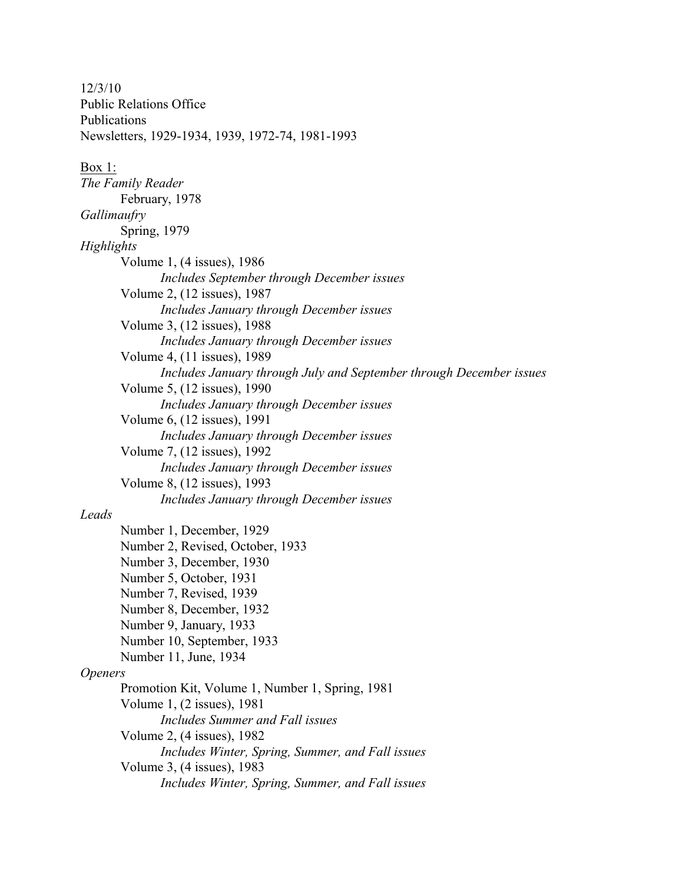12/3/10
Public Relations Office
Publications
Newsletters, 1929-1934, 1939, 1972-74, 1981-1993

<u>Box 1:</u>

*The Family Reader*
- February, 1978

*Gallimaufry*
- Spring, 1979

*Highlights*
- Volume 1, (4 issues), 1986
  - *Includes September through December issues*
- Volume 2, (12 issues), 1987
  - *Includes January through December issues*
- Volume 3, (12 issues), 1988
  - *Includes January through December issues*
- Volume 4, (11 issues), 1989
  - *Includes January through July and September through December issues*
- Volume 5, (12 issues), 1990
  - *Includes January through December issues*
- Volume 6, (12 issues), 1991
  - *Includes January through December issues*
- Volume 7, (12 issues), 1992
  - *Includes January through December issues*
- Volume 8, (12 issues), 1993
  - *Includes January through December issues*

*Leads*
- Number 1, December, 1929
- Number 2, Revised, October, 1933
- Number 3, December, 1930
- Number 5, October, 1931
- Number 7, Revised, 1939
- Number 8, December, 1932
- Number 9, January, 1933
- Number 10, September, 1933
- Number 11, June, 1934

*Openers*
- Promotion Kit, Volume 1, Number 1, Spring, 1981
- Volume 1, (2 issues), 1981
  - *Includes Summer and Fall issues*
- Volume 2, (4 issues), 1982
  - *Includes Winter, Spring, Summer, and Fall issues*
- Volume 3, (4 issues), 1983
  - *Includes Winter, Spring, Summer, and Fall issues*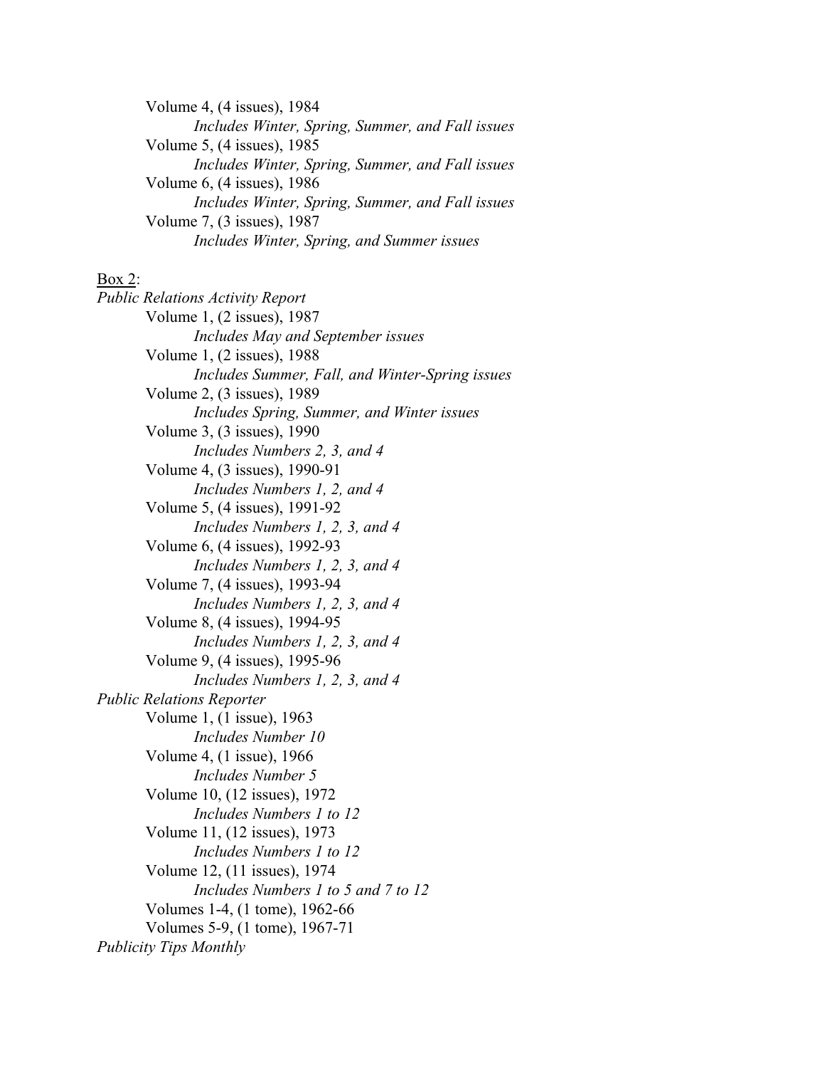Volume 4, (4 issues), 1984
    *Includes Winter, Spring, Summer, and Fall issues*
Volume 5, (4 issues), 1985
    *Includes Winter, Spring, Summer, and Fall issues*
Volume 6, (4 issues), 1986
    *Includes Winter, Spring, Summer, and Fall issues*
Volume 7, (3 issues), 1987
    *Includes Winter, Spring, and Summer issues*

<u>Box 2</u>:

*Public Relations Activity Report*

- Volume 1, (2 issues), 1987
    - *Includes May and September issues*
- Volume 1, (2 issues), 1988
    - *Includes Summer, Fall, and Winter-Spring issues*
- Volume 2, (3 issues), 1989
    - *Includes Spring, Summer, and Winter issues*
- Volume 3, (3 issues), 1990
    - *Includes Numbers 2, 3, and 4*
- Volume 4, (3 issues), 1990-91
    - *Includes Numbers 1, 2, and 4*
- Volume 5, (4 issues), 1991-92
    - *Includes Numbers 1, 2, 3, and 4*
- Volume 6, (4 issues), 1992-93
    - *Includes Numbers 1, 2, 3, and 4*
- Volume 7, (4 issues), 1993-94
    - *Includes Numbers 1, 2, 3, and 4*
- Volume 8, (4 issues), 1994-95
    - *Includes Numbers 1, 2, 3, and 4*
- Volume 9, (4 issues), 1995-96
    - *Includes Numbers 1, 2, 3, and 4*

*Public Relations Reporter*

- Volume 1, (1 issue), 1963
    - *Includes Number 10*
- Volume 4, (1 issue), 1966
    - *Includes Number 5*
- Volume 10, (12 issues), 1972
    - *Includes Numbers 1 to 12*
- Volume 11, (12 issues), 1973
    - *Includes Numbers 1 to 12*
- Volume 12, (11 issues), 1974
    - *Includes Numbers 1 to 5 and 7 to 12*
- Volumes 1-4, (1 tome), 1962-66
- Volumes 5-9, (1 tome), 1967-71

*Publicity Tips Monthly*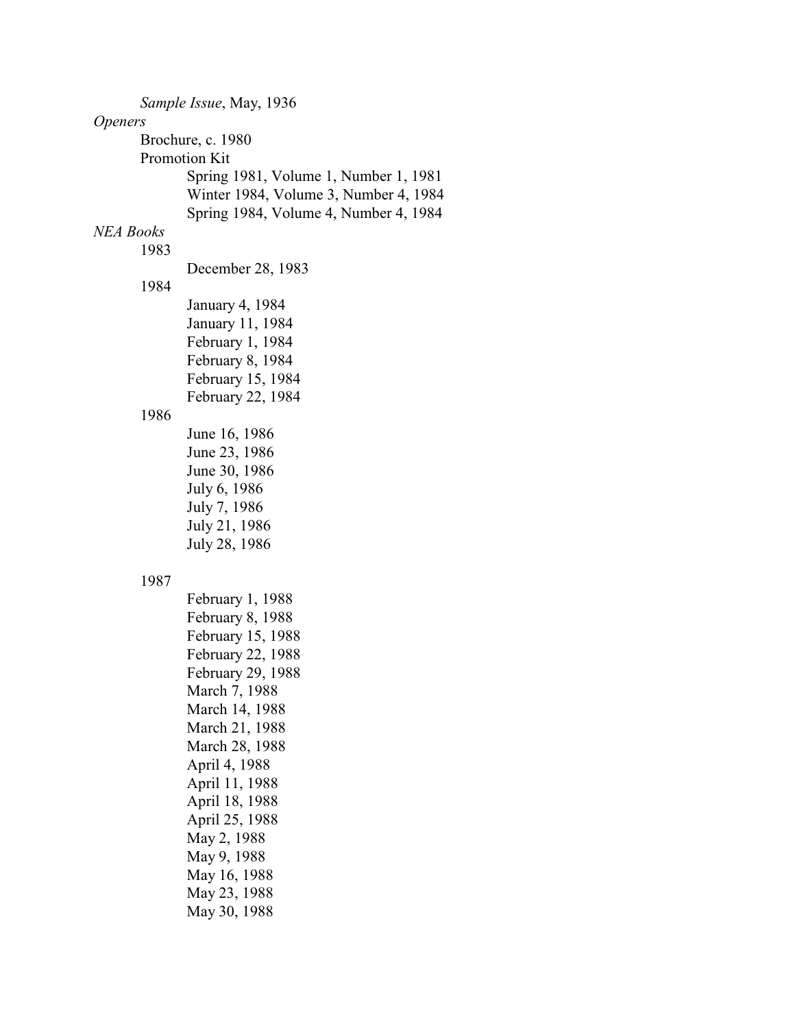*Sample Issue*, May, 1936

*Openers*

- Brochure, c. 1980
- Promotion Kit
  - Spring 1981, Volume 1, Number 1, 1981
  - Winter 1984, Volume 3, Number 4, 1984
  - Spring 1984, Volume 4, Number 4, 1984

*NEA Books*

- 1983
  - December 28, 1983
- 1984
  - January 4, 1984
  - January 11, 1984
  - February 1, 1984
  - February 8, 1984
  - February 15, 1984
  - February 22, 1984
- 1986
  - June 16, 1986
  - June 23, 1986
  - June 30, 1986
  - July 6, 1986
  - July 7, 1986
  - July 21, 1986
  - July 28, 1986
- 1987
  - February 1, 1988
  - February 8, 1988
  - February 15, 1988
  - February 22, 1988
  - February 29, 1988
  - March 7, 1988
  - March 14, 1988
  - March 21, 1988
  - March 28, 1988
  - April 4, 1988
  - April 11, 1988
  - April 18, 1988
  - April 25, 1988
  - May 2, 1988
  - May 9, 1988
  - May 16, 1988
  - May 23, 1988
  - May 30, 1988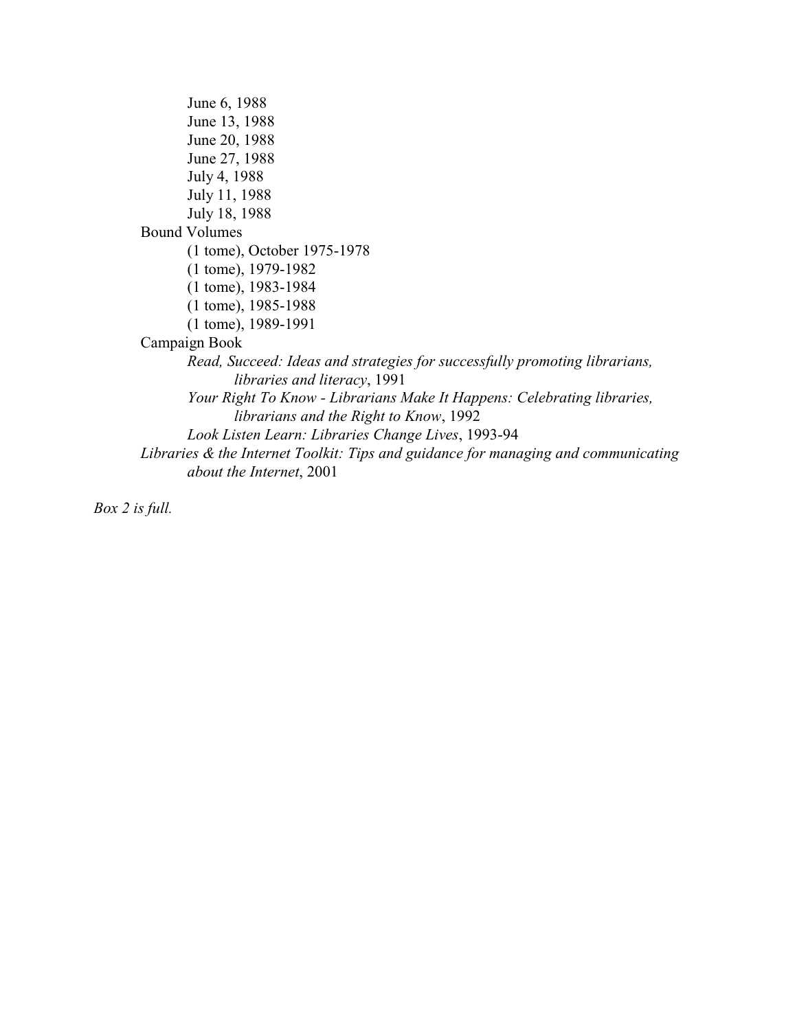June 6, 1988
June 13, 1988
June 20, 1988
June 27, 1988
July 4, 1988
July 11, 1988
July 18, 1988

Bound Volumes

(1 tome), October 1975-1978
(1 tome), 1979-1982
(1 tome), 1983-1984
(1 tome), 1985-1988
(1 tome), 1989-1991

Campaign Book

*Read, Succeed: Ideas and strategies for successfully promoting librarians, libraries and literacy*, 1991

*Your Right To Know - Librarians Make It Happens: Celebrating libraries, librarians and the Right to Know*, 1992

*Look Listen Learn: Libraries Change Lives*, 1993-94

*Libraries & the Internet Toolkit: Tips and guidance for managing and communicating about the Internet*, 2001

*Box 2 is full.*